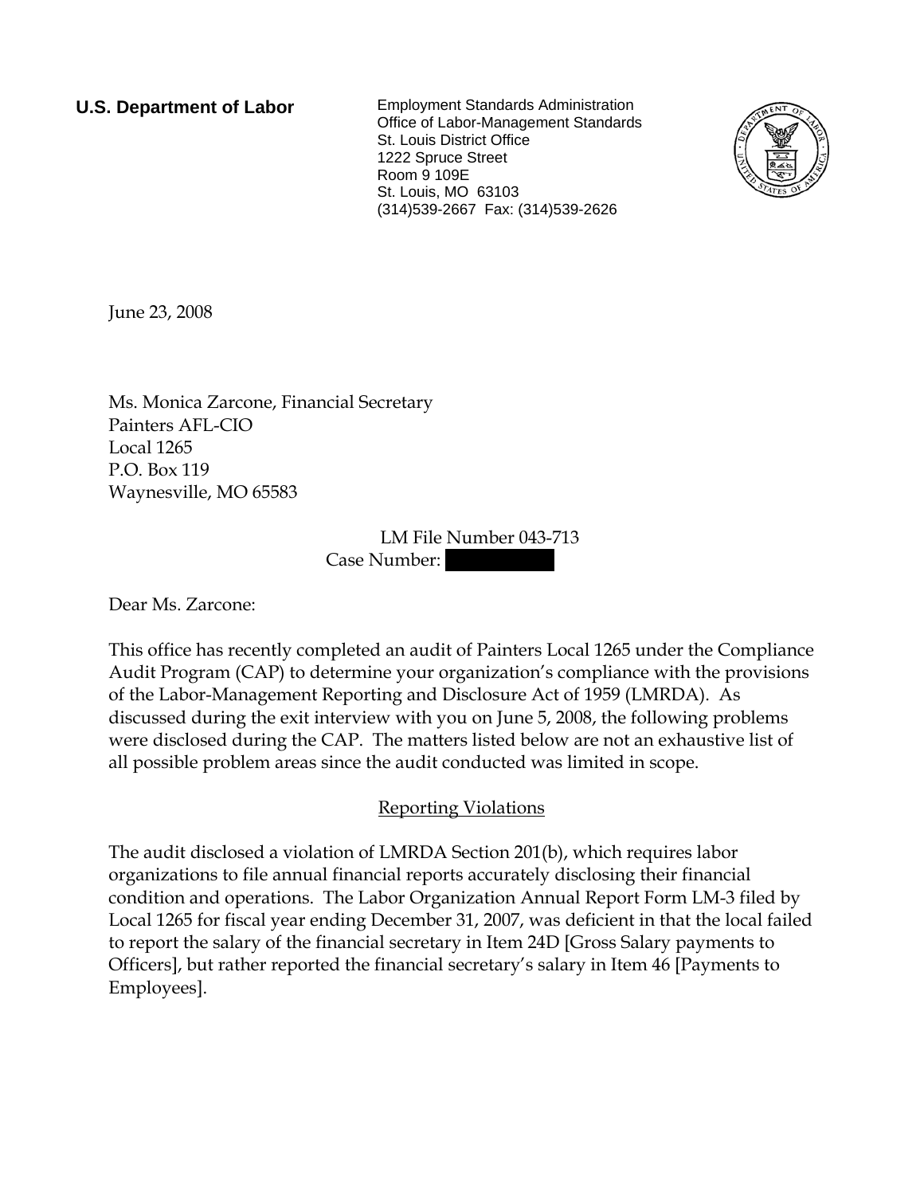**U.S. Department of Labor**

Employment Standards Administration
Office of Labor-Management Standards
St. Louis District Office
1222 Spruce Street
Room 9 109E
St. Louis, MO 63103
(314)539-2667 Fax: (314)539-2626

June 23, 2008

Ms. Monica Zarcone, Financial Secretary
Painters AFL-CIO
Local 1265
P.O. Box 119
Waynesville, MO 65583

LM File Number 043-713
Case Number: [REDACTED]

Dear Ms. Zarcone:

This office has recently completed an audit of Painters Local 1265 under the Compliance Audit Program (CAP) to determine your organization's compliance with the provisions of the Labor-Management Reporting and Disclosure Act of 1959 (LMRDA). As discussed during the exit interview with you on June 5, 2008, the following problems were disclosed during the CAP. The matters listed below are not an exhaustive list of all possible problem areas since the audit conducted was limited in scope.

## Reporting Violations

The audit disclosed a violation of LMRDA Section 201(b), which requires labor organizations to file annual financial reports accurately disclosing their financial condition and operations. The Labor Organization Annual Report Form LM-3 filed by Local 1265 for fiscal year ending December 31, 2007, was deficient in that the local failed to report the salary of the financial secretary in Item 24D [Gross Salary payments to Officers], but rather reported the financial secretary's salary in Item 46 [Payments to Employees].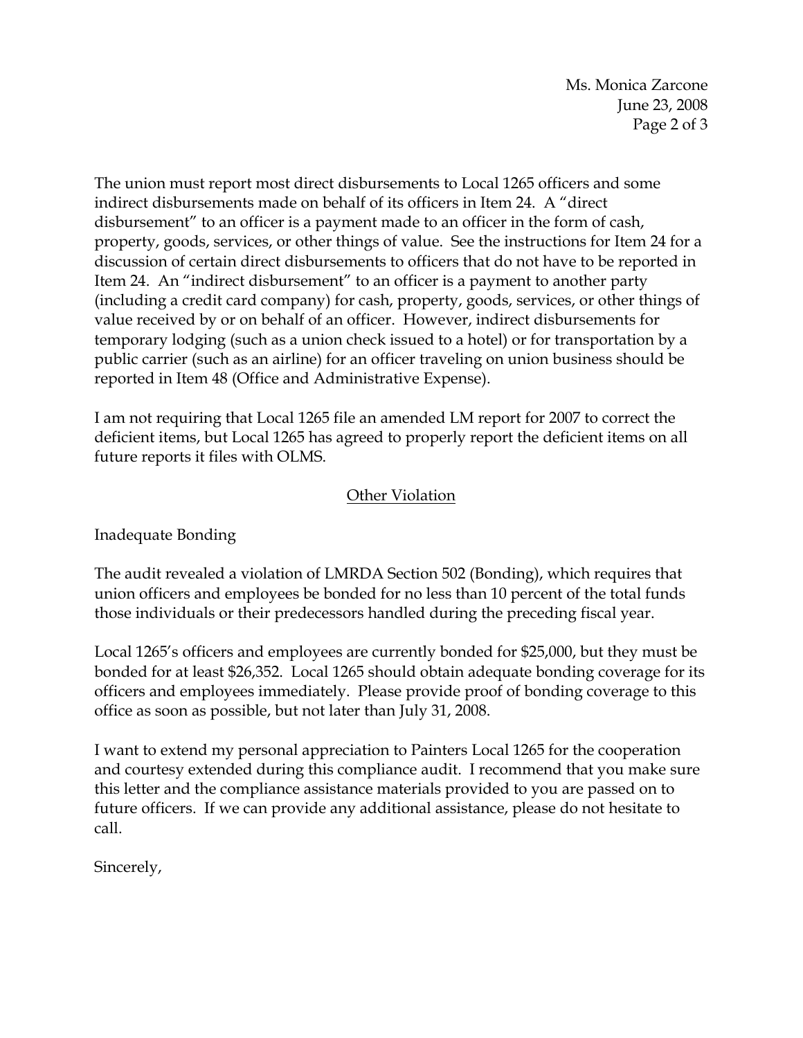The union must report most direct disbursements to Local 1265 officers and some indirect disbursements made on behalf of its officers in Item 24. A "direct disbursement" to an officer is a payment made to an officer in the form of cash, property, goods, services, or other things of value. See the instructions for Item 24 for a discussion of certain direct disbursements to officers that do not have to be reported in Item 24. An "indirect disbursement" to an officer is a payment to another party (including a credit card company) for cash, property, goods, services, or other things of value received by or on behalf of an officer. However, indirect disbursements for temporary lodging (such as a union check issued to a hotel) or for transportation by a public carrier (such as an airline) for an officer traveling on union business should be reported in Item 48 (Office and Administrative Expense).

I am not requiring that Local 1265 file an amended LM report for 2007 to correct the deficient items, but Local 1265 has agreed to properly report the deficient items on all future reports it files with OLMS.

<u>Other Violation</u>

Inadequate Bonding

The audit revealed a violation of LMRDA Section 502 (Bonding), which requires that union officers and employees be bonded for no less than 10 percent of the total funds those individuals or their predecessors handled during the preceding fiscal year.

Local 1265's officers and employees are currently bonded for $25,000, but they must be bonded for at least $26,352. Local 1265 should obtain adequate bonding coverage for its officers and employees immediately. Please provide proof of bonding coverage to this office as soon as possible, but not later than July 31, 2008.

I want to extend my personal appreciation to Painters Local 1265 for the cooperation and courtesy extended during this compliance audit. I recommend that you make sure this letter and the compliance assistance materials provided to you are passed on to future officers. If we can provide any additional assistance, please do not hesitate to call.

Sincerely,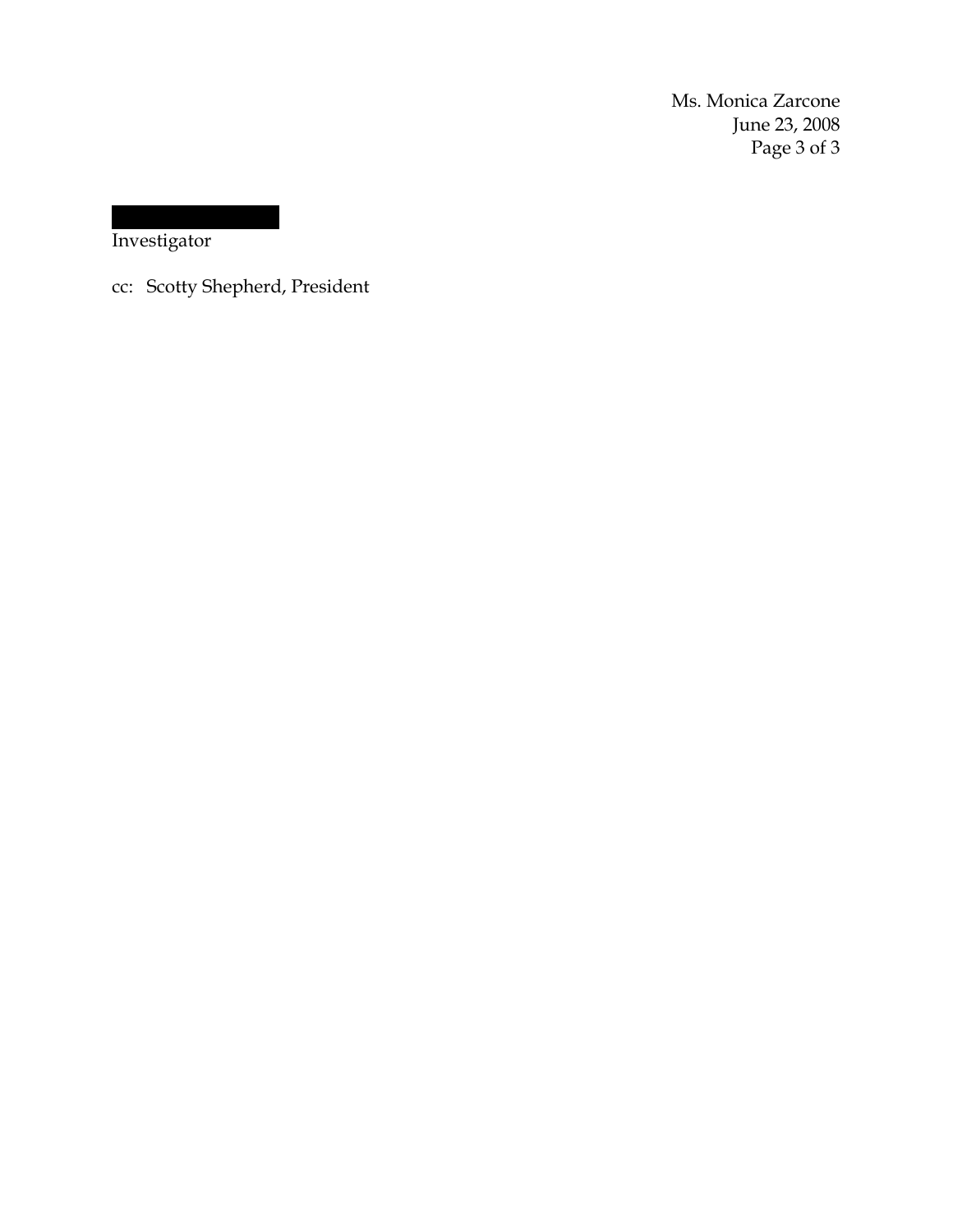Investigator

cc: Scotty Shepherd, President